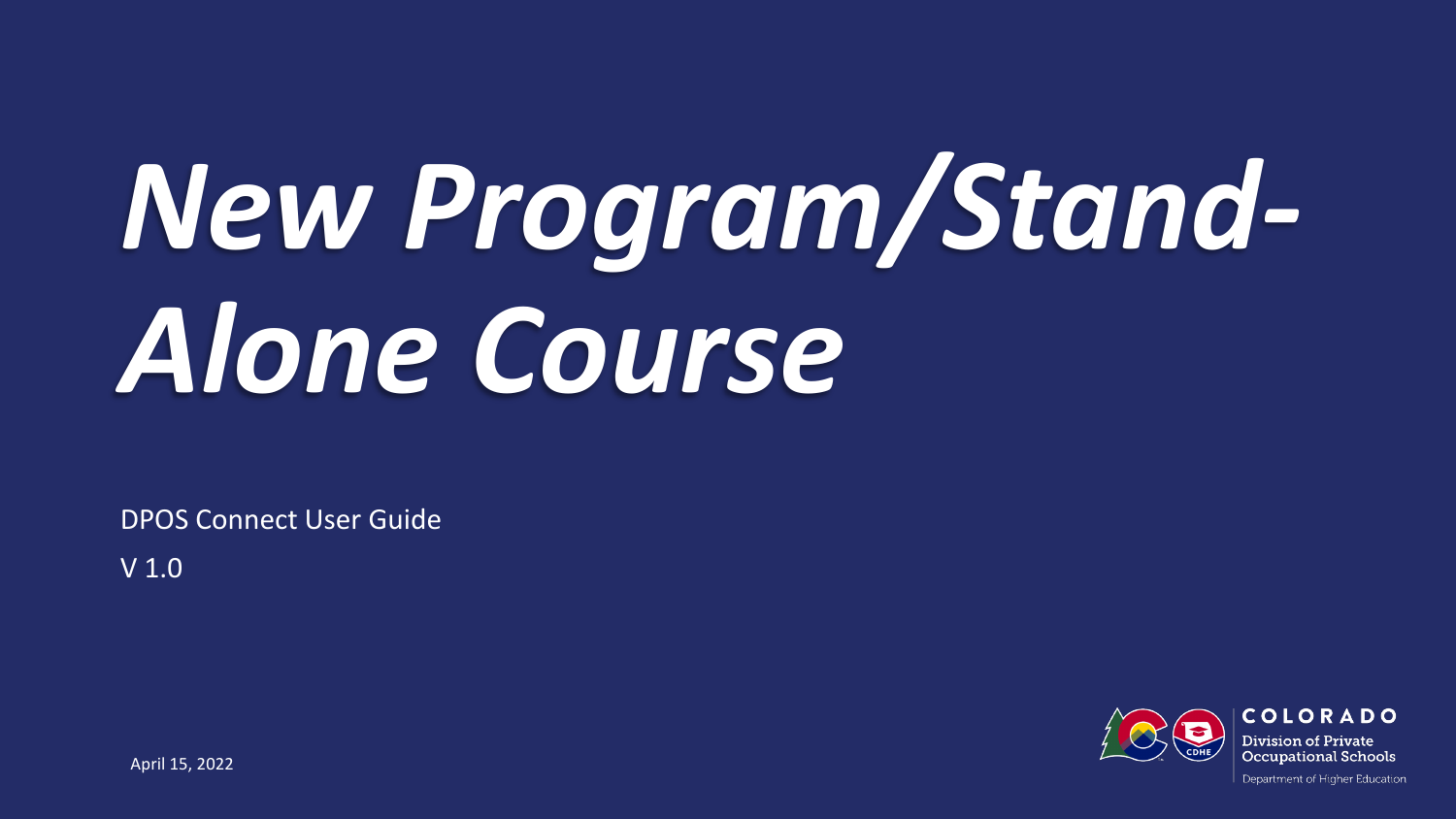# *New Program/Stand-Alone Course*

DPOS Connect User Guide

V 1.0

April 15, 2022

COLORADO

Division of Private Occupational Schools

Department of Higher Education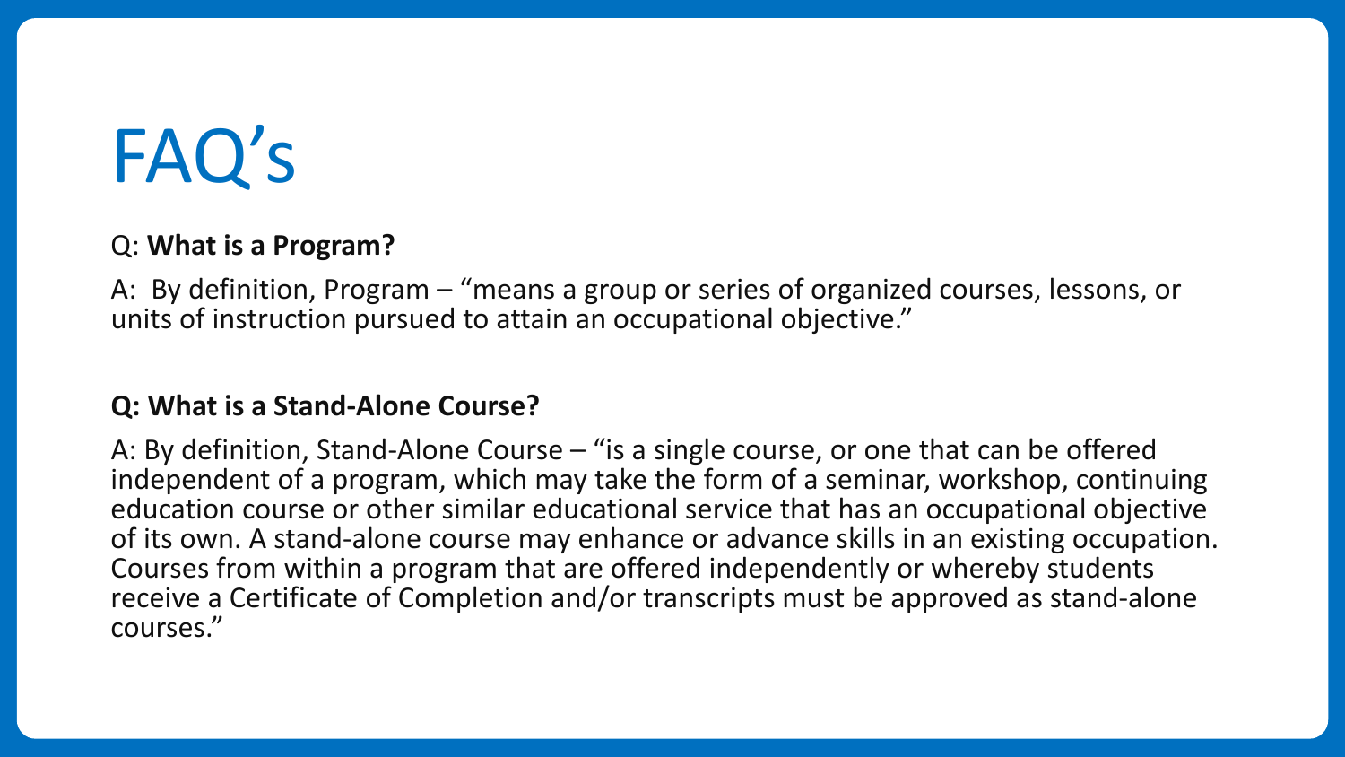# FAQ’s

Q: **What is a Program?**

A: By definition, Program – “means a group or series of organized courses, lessons, or units of instruction pursued to attain an occupational objective.”

**Q: What is a Stand-Alone Course?**

A: By definition, Stand-Alone Course – “is a single course, or one that can be offered independent of a program, which may take the form of a seminar, workshop, continuing education course or other similar educational service that has an occupational objective of its own. A stand-alone course may enhance or advance skills in an existing occupation. Courses from within a program that are offered independently or whereby students receive a Certificate of Completion and/or transcripts must be approved as stand-alone courses.”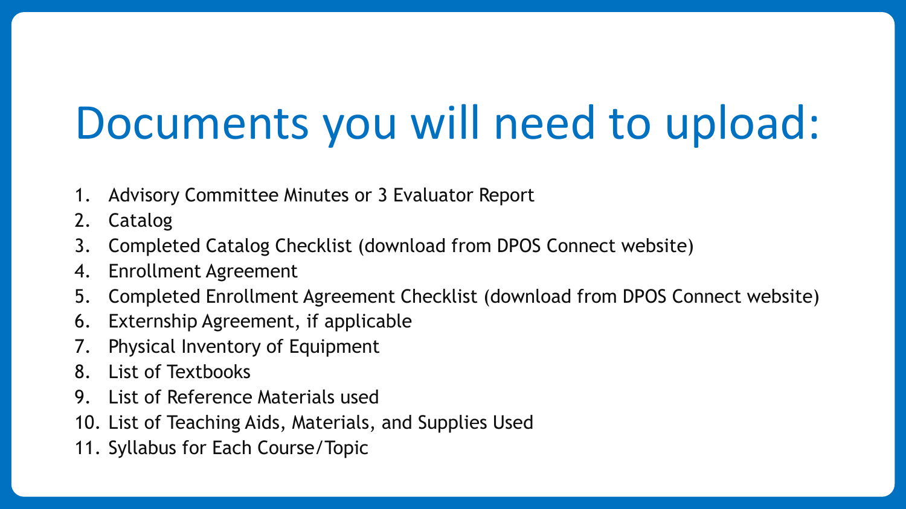# Documents you will need to upload:

1. Advisory Committee Minutes or 3 Evaluator Report
2. Catalog
3. Completed Catalog Checklist (download from DPOS Connect website)
4. Enrollment Agreement
5. Completed Enrollment Agreement Checklist (download from DPOS Connect website)
6. Externship Agreement, if applicable
7. Physical Inventory of Equipment
8. List of Textbooks
9. List of Reference Materials used
10. List of Teaching Aids, Materials, and Supplies Used
11. Syllabus for Each Course/Topic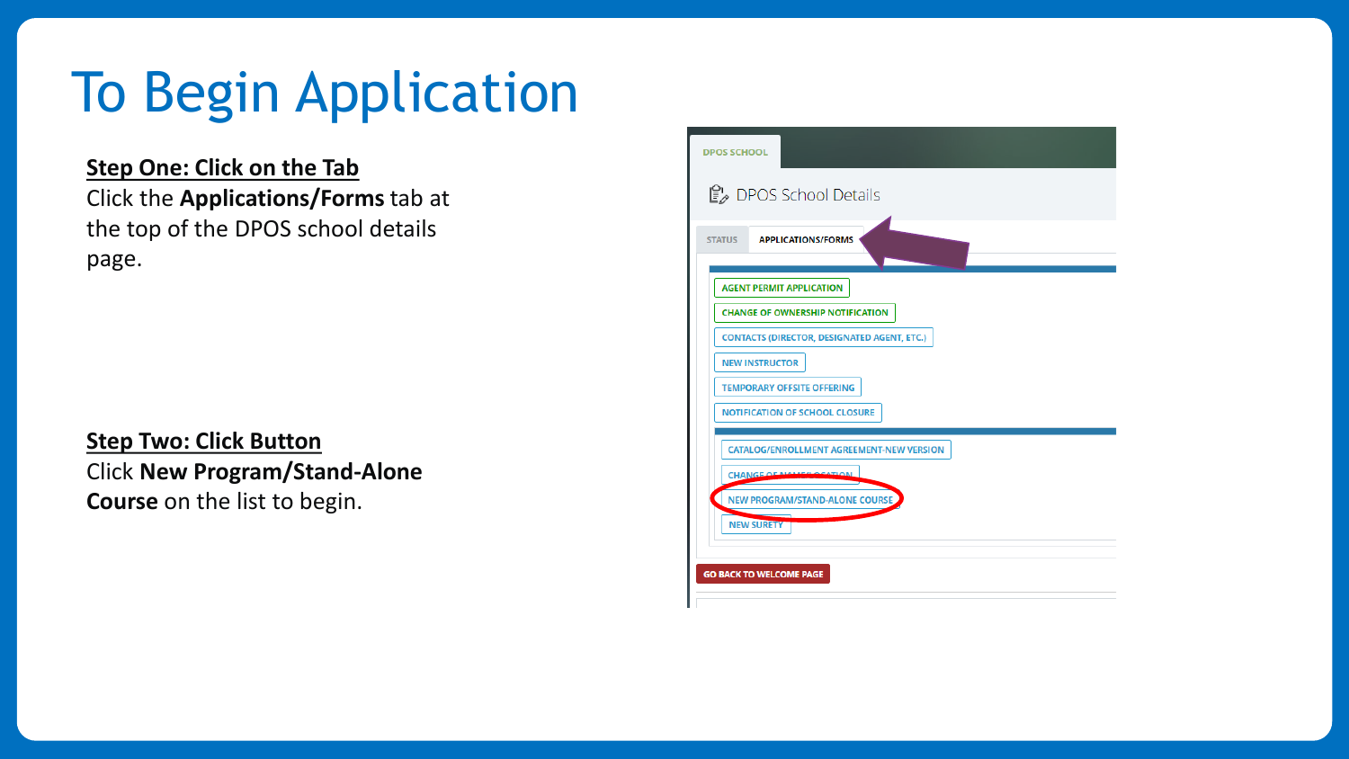# To Begin Application

**Step One: Click on the Tab**

Click the **Applications/Forms** tab at the top of the DPOS school details page.

**Step Two: Click Button**

Click **New Program/Stand-Alone Course** on the list to begin.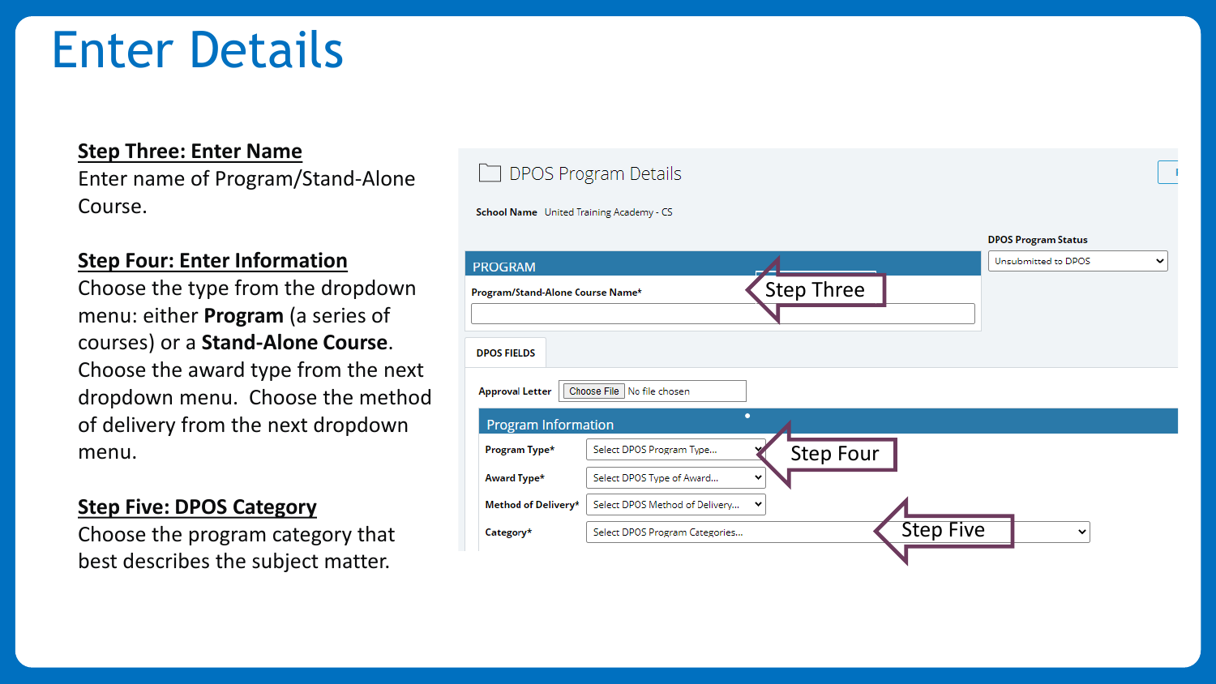# Enter Details

**Step Three: Enter Name**

Enter name of Program/Stand-Alone Course.

**Step Four: Enter Information**

Choose the type from the dropdown menu: either **Program** (a series of courses) or a **Stand-Alone Course**. Choose the award type from the next dropdown menu. Choose the method of delivery from the next dropdown menu.

**Step Five: DPOS Category**

Choose the program category that best describes the subject matter.

DPOS Program Details

**School Name** United Training Academy - CS

**DPOS Program Status**: Unsubmitted to DPOS

PROGRAM

**Program/Stand-Alone Course Name***

Step Three

DPOS FIELDS

**Approval Letter** Choose File No file chosen

Program Information

**Program Type*** Select DPOS Program Type...

Step Four

**Award Type*** Select DPOS Type of Award...

**Method of Delivery*** Select DPOS Method of Delivery...

**Category*** Select DPOS Program Categories...

Step Five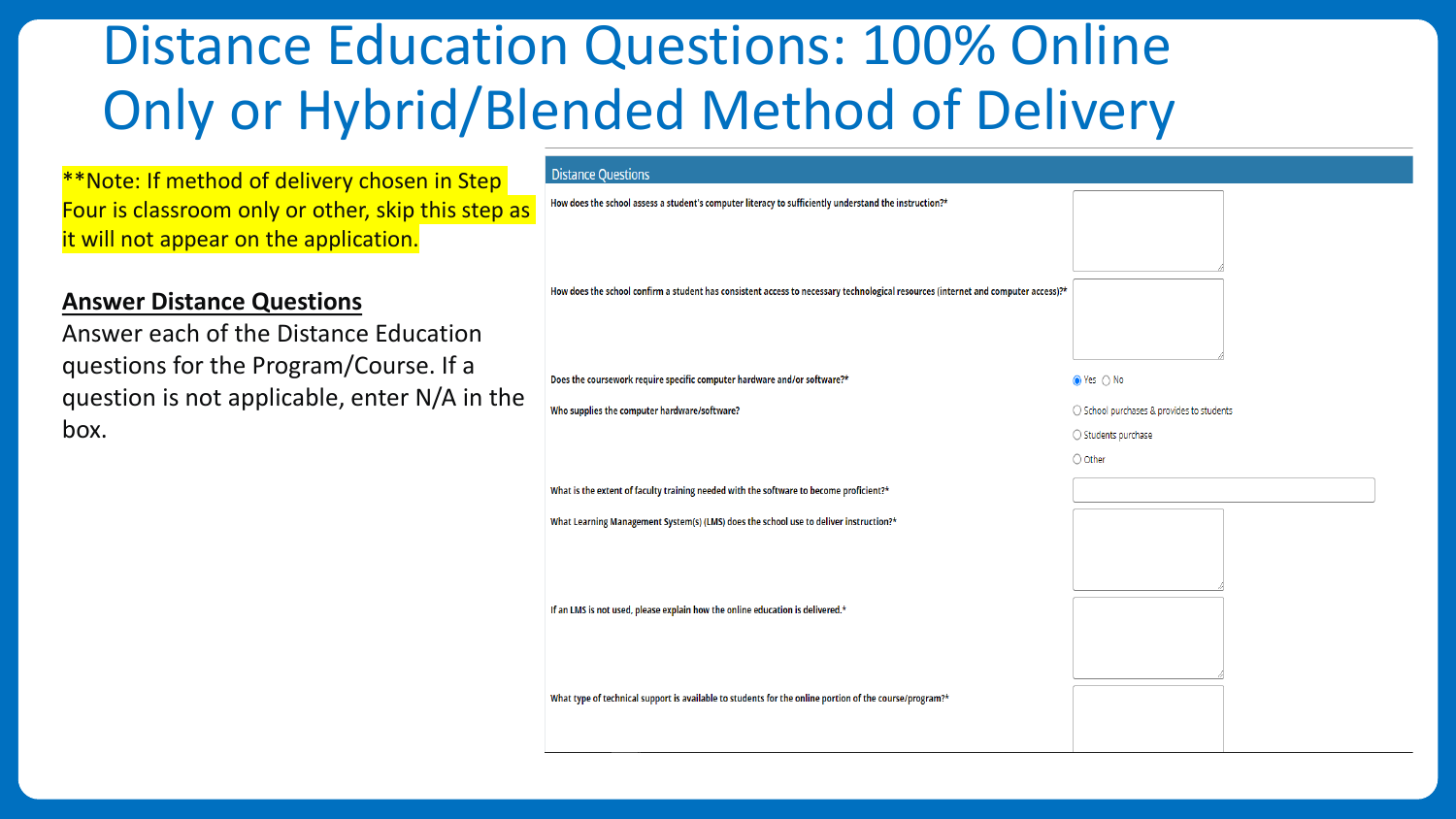# Distance Education Questions: 100% Online Only or Hybrid/Blended Method of Delivery

**Note: If method of delivery chosen in Step Four is classroom only or other, skip this step as it will not appear on the application.

**Answer Distance Questions**

Answer each of the Distance Education questions for the Program/Course. If a question is not applicable, enter N/A in the box.

**Distance Questions**

How does the school assess a student's computer literacy to sufficiently understand the instruction?*

How does the school confirm a student has consistent access to necessary technological resources (internet and computer access)?*

Does the coursework require specific computer hardware and/or software?*

- ◉ Yes
- ○ No

Who supplies the computer hardware/software?

- ○ School purchases & provides to students
- ○ Students purchase
- ○ Other

What is the extent of faculty training needed with the software to become proficient?*

What Learning Management System(s) (LMS) does the school use to deliver instruction?*

If an LMS is not used, please explain how the online education is delivered.*

What type of technical support is available to students for the online portion of the course/program?*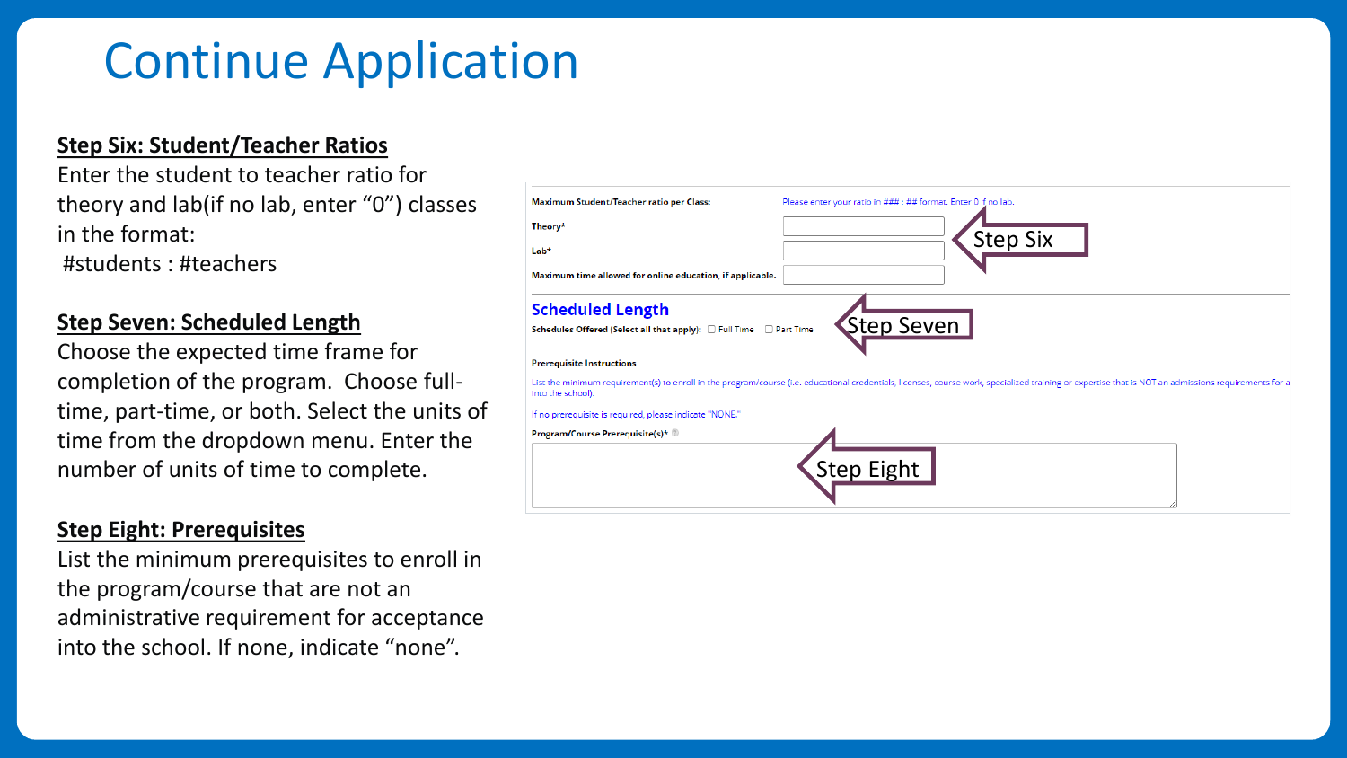# Continue Application

**Step Six: Student/Teacher Ratios**

Enter the student to teacher ratio for theory and lab(if no lab, enter "0") classes in the format:
#students : #teachers

**Step Seven: Scheduled Length**

Choose the expected time frame for completion of the program. Choose full-time, part-time, or both. Select the units of time from the dropdown menu. Enter the number of units of time to complete.

**Step Eight: Prerequisites**

List the minimum prerequisites to enroll in the program/course that are not an administrative requirement for acceptance into the school. If none, indicate "none".

Maximum Student/Teacher ratio per Class: Please enter your ratio in ### : ## format. Enter 0 if no lab.

Theory*

Lab*

Maximum time allowed for online education, if applicable.

Step Six

**Scheduled Length**

Schedules Offered (Select all that apply): ☐ Full Time ☐ Part Time

Step Seven

Prerequisite Instructions

List the minimum requirement(s) to enroll in the program/course (i.e. educational credentials, licenses, course work, specialized training or expertise that is NOT an admissions requirements for a into the school).

If no prerequisite is required, please indicate "NONE."

Program/Course Prerequisite(s)*

Step Eight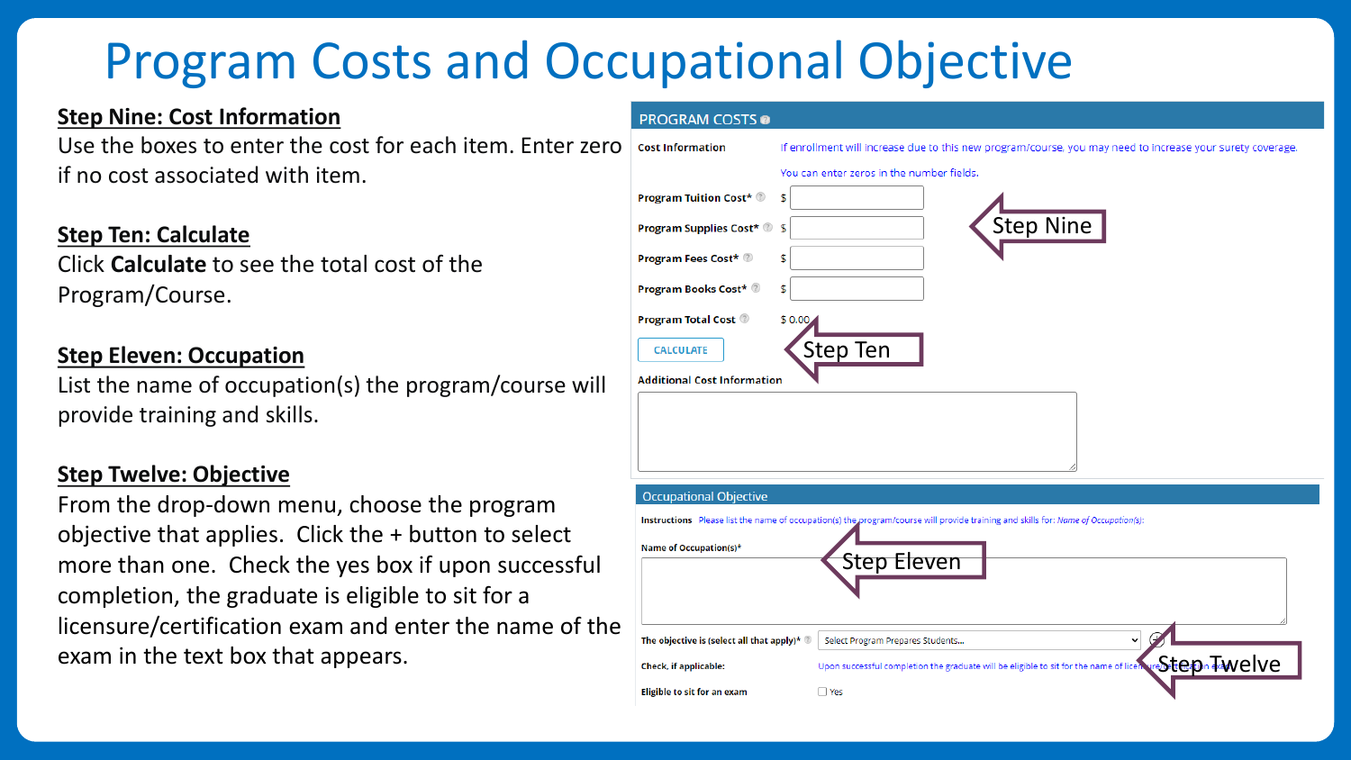# Program Costs and Occupational Objective

**Step Nine: Cost Information**

Use the boxes to enter the cost for each item. Enter zero if no cost associated with item.

**Step Ten: Calculate**

Click **Calculate** to see the total cost of the Program/Course.

**Step Eleven: Occupation**

List the name of occupation(s) the program/course will provide training and skills.

**Step Twelve: Objective**

From the drop-down menu, choose the program objective that applies. Click the + button to select more than one. Check the yes box if upon successful completion, the graduate is eligible to sit for a licensure/certification exam and enter the name of the exam in the text box that appears.

PROGRAM COSTS

Cost Information — If enrollment will increase due to this new program/course, you may need to increase your surety coverage.

You can enter zeros in the number fields.

Program Tuition Cost* $

Program Supplies Cost* $

Program Fees Cost* $

Program Books Cost* $

Program Total Cost $ 0.00

CALCULATE

Additional Cost Information

Step Nine

Step Ten

Occupational Objective

Instructions Please list the name of occupation(s) the program/course will provide training and skills for: *Name of Occupation(s):*

Name of Occupation(s)*

The objective is (select all that apply)* Select Program Prepares Students...

Check, if applicable: Upon successful completion the graduate will be eligible to sit for the name of licensure/certification exam

Eligible to sit for an exam ☐ Yes

Step Eleven

Step Twelve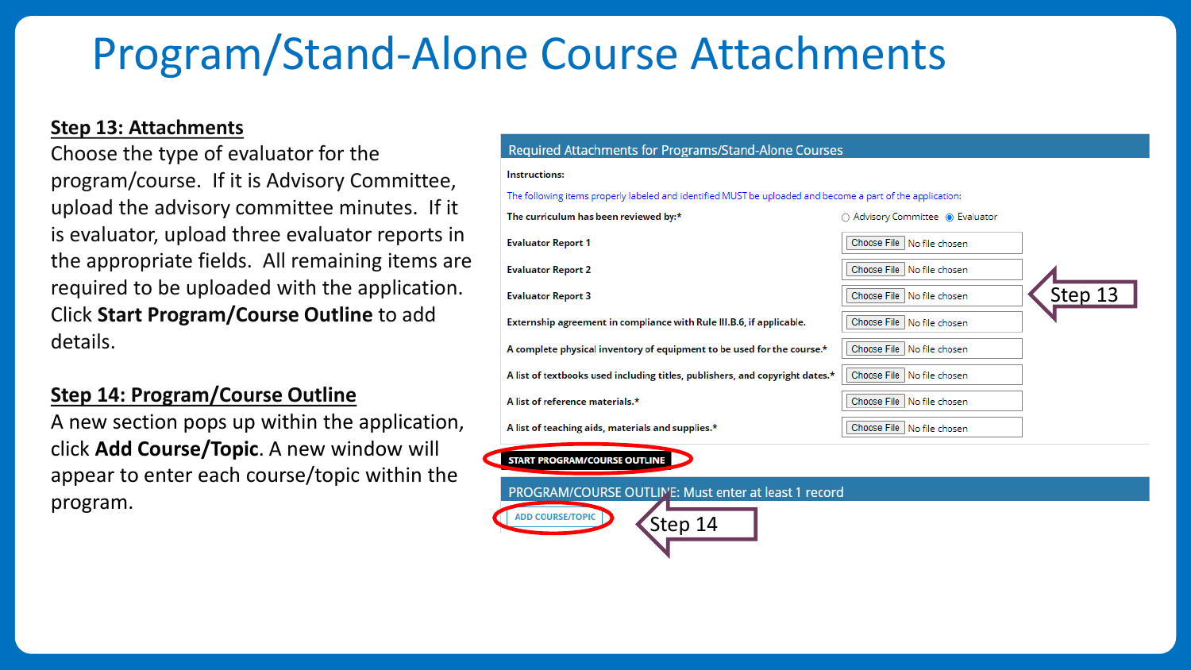# Program/Stand-Alone Course Attachments

**Step 13: Attachments**

Choose the type of evaluator for the program/course. If it is Advisory Committee, upload the advisory committee minutes. If it is evaluator, upload three evaluator reports in the appropriate fields. All remaining items are required to be uploaded with the application. Click **Start Program/Course Outline** to add details.

**Step 14: Program/Course Outline**

A new section pops up within the application, click **Add Course/Topic**. A new window will appear to enter each course/topic within the program.

Required Attachments for Programs/Stand-Alone Courses

Instructions:

The following items properly labeled and identified MUST be uploaded and become a part of the application:

| | |
|---|---|
| The curriculum has been reviewed by:* | ○ Advisory Committee ◉ Evaluator |
| Evaluator Report 1 | Choose File No file chosen |
| Evaluator Report 2 | Choose File No file chosen |
| Evaluator Report 3 | Choose File No file chosen |
| Externship agreement in compliance with Rule III.B.6, if applicable. | Choose File No file chosen |
| A complete physical inventory of equipment to be used for the course.* | Choose File No file chosen |
| A list of textbooks used including titles, publishers, and copyright dates.* | Choose File No file chosen |
| A list of reference materials.* | Choose File No file chosen |
| A list of teaching aids, materials and supplies.* | Choose File No file chosen |

Step 13

START PROGRAM/COURSE OUTLINE

PROGRAM/COURSE OUTLINE: Must enter at least 1 record

ADD COURSE/TOPIC

Step 14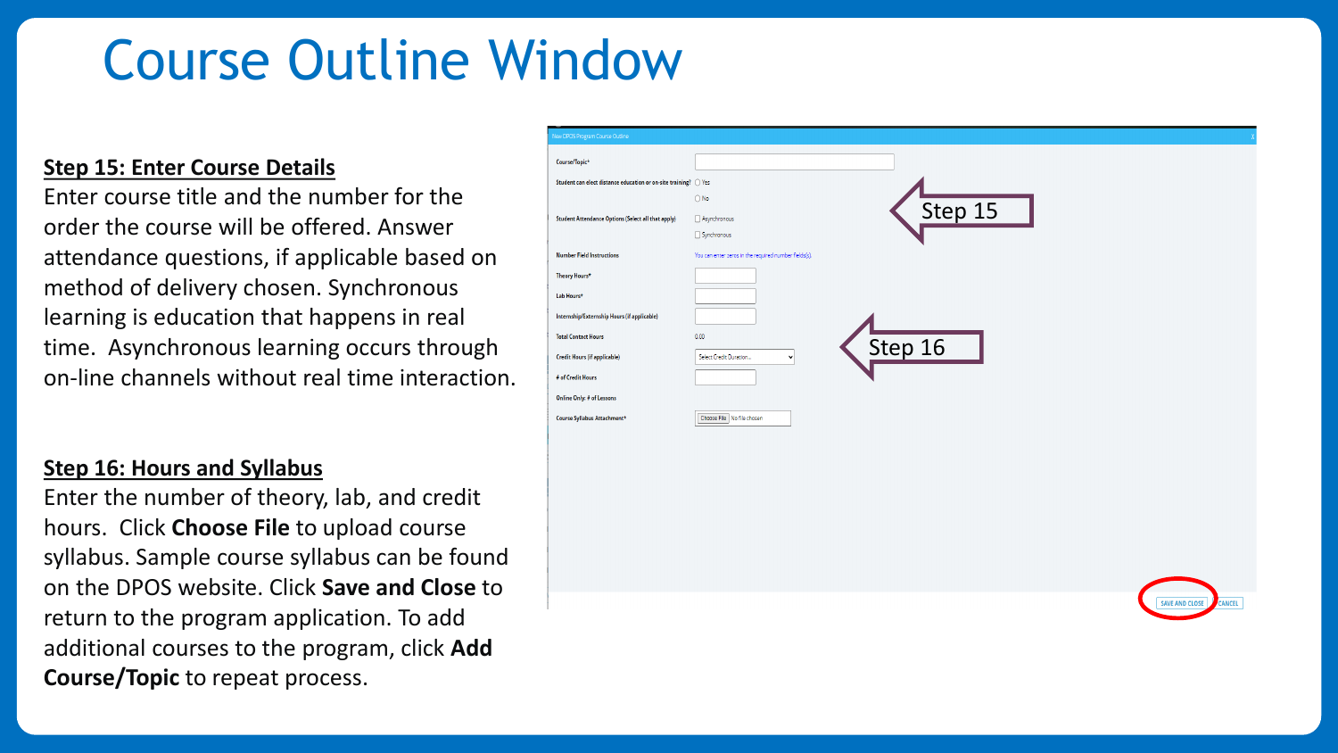# Course Outline Window

**Step 15: Enter Course Details**

Enter course title and the number for the order the course will be offered. Answer attendance questions, if applicable based on method of delivery chosen. Synchronous learning is education that happens in real time. Asynchronous learning occurs through on-line channels without real time interaction.

**Step 16: Hours and Syllabus**

Enter the number of theory, lab, and credit hours. Click **Choose File** to upload course syllabus. Sample course syllabus can be found on the DPOS website. Click **Save and Close** to return to the program application. To add additional courses to the program, click **Add Course/Topic** to repeat process.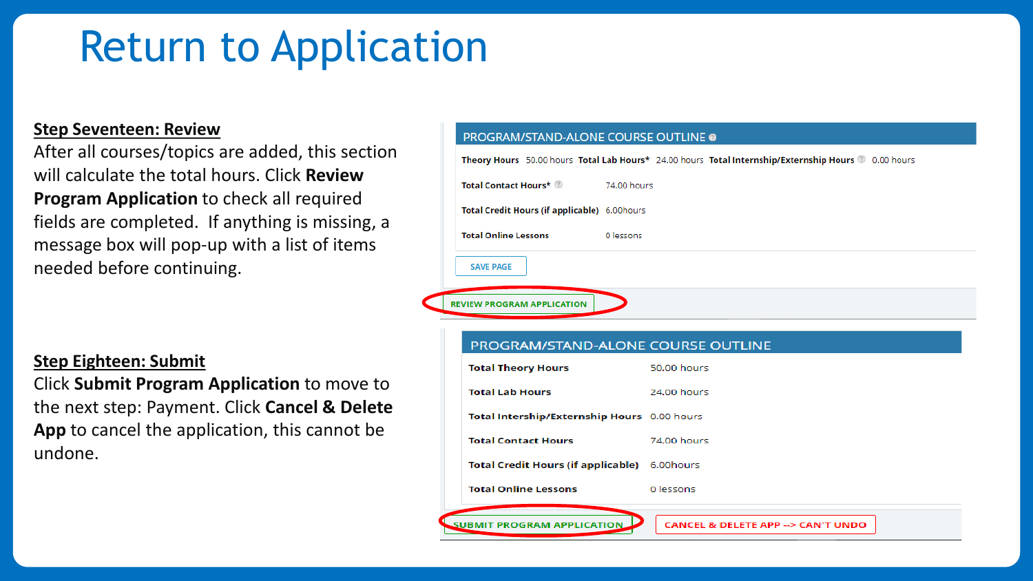# Return to Application

**Step Seventeen: Review**

After all courses/topics are added, this section will calculate the total hours. Click **Review Program Application** to check all required fields are completed. If anything is missing, a message box will pop-up with a list of items needed before continuing.

**PROGRAM/STAND-ALONE COURSE OUTLINE**

Theory Hours 50.00 hours **Total Lab Hours*** 24.00 hours **Total Internship/Externship Hours** 0.00 hours

| | |
|---|---|
| **Total Contact Hours*** | 74.00 hours |
| **Total Credit Hours (if applicable)** | 6.00hours |
| **Total Online Lessons** | 0 lessons |

SAVE PAGE

REVIEW PROGRAM APPLICATION

**Step Eighteen: Submit**

Click **Submit Program Application** to move to the next step: Payment. Click **Cancel & Delete App** to cancel the application, this cannot be undone.

**PROGRAM/STAND-ALONE COURSE OUTLINE**

| | |
|---|---|
| **Total Theory Hours** | 50.00 hours |
| **Total Lab Hours** | 24.00 hours |
| **Total Intership/Externship Hours** | 0.00 hours |
| **Total Contact Hours** | 74.00 hours |
| **Total Credit Hours (if applicable)** | 6.00hours |
| **Total Online Lessons** | 0 lessons |

SUBMIT PROGRAM APPLICATION

CANCEL & DELETE APP --> CAN'T UNDO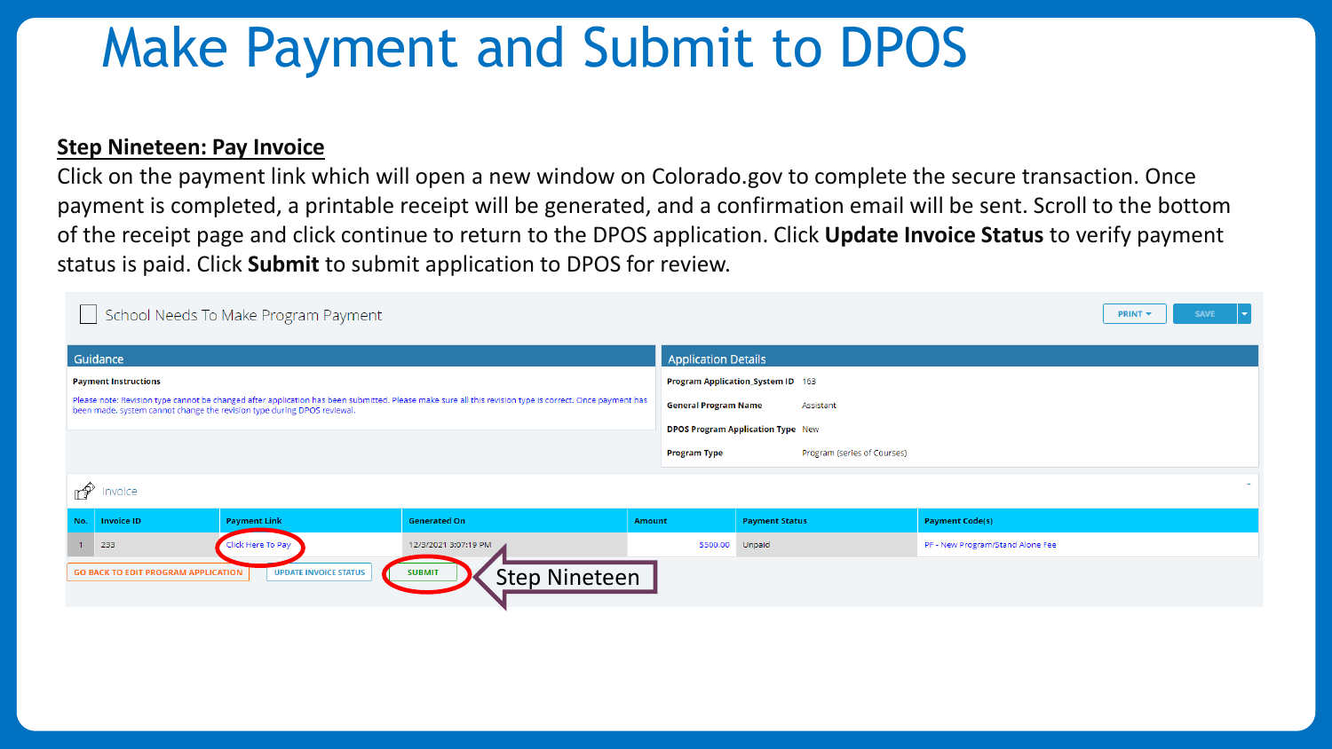# Make Payment and Submit to DPOS

**Step Nineteen: Pay Invoice**

Click on the payment link which will open a new window on Colorado.gov to complete the secure transaction. Once payment is completed, a printable receipt will be generated, and a confirmation email will be sent. Scroll to the bottom of the receipt page and click continue to return to the DPOS application. Click **Update Invoice Status** to verify payment status is paid. Click **Submit** to submit application to DPOS for review.

School Needs To Make Program Payment

PRINT SAVE

**Guidance**

**Payment Instructions**

Please note: Revision type cannot be changed after application has been submitted. Please make sure all this revision type is correct. Once payment has been made, system cannot change the revision type during DPOS reviewal.

**Application Details**

| | |
|---|---|
| **Program Application System ID** | 163 |
| **General Program Name** | Assistant |
| **DPOS Program Application Type** | New |
| **Program Type** | Program (series of Courses) |

Invoice

| No. | Invoice ID | Payment Link | Generated On | Amount | Payment Status | Payment Code(s) |
|---|---|---|---|---|---|---|
| 1 | 233 | Click Here To Pay | 12/3/2021 3:07:19 PM | $500.00 | Unpaid | PF - New Program/Stand Alone Fee |

GO BACK TO EDIT PROGRAM APPLICATION | UPDATE INVOICE STATUS | SUBMIT

Step Nineteen